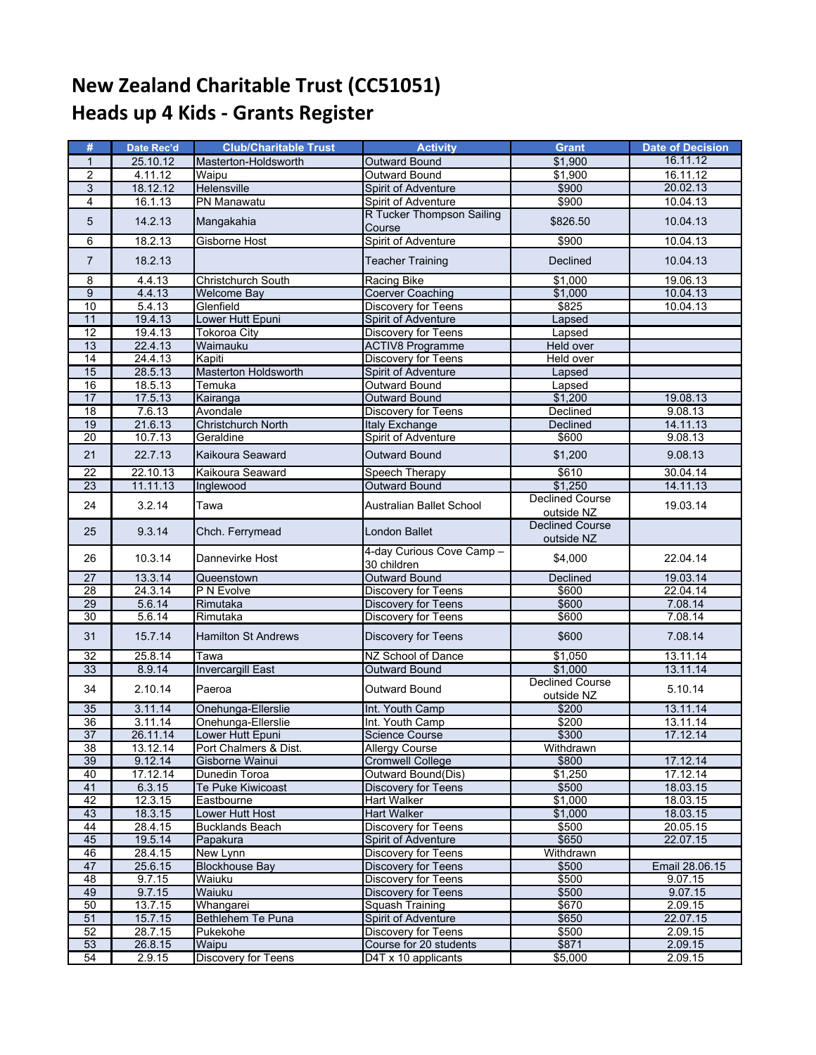# New Zealand Charitable Trust (CC51051)
# Heads up 4 Kids - Grants Register

| # | Date Rec'd | Club/Charitable Trust | Activity | Grant | Date of Decision |
|---|---|---|---|---|---|
| 1 | 25.10.12 | Masterton-Holdsworth | Outward Bound | $1,900 | 16.11.12 |
| 2 | 4.11.12 | Waipu | Outward Bound | $1,900 | 16.11.12 |
| 3 | 18.12.12 | Helensville | Spirit of Adventure | $900 | 20.02.13 |
| 4 | 16.1.13 | PN Manawatu | Spirit of Adventure | $900 | 10.04.13 |
| 5 | 14.2.13 | Mangakahia | R Tucker Thompson Sailing Course | $826.50 | 10.04.13 |
| 6 | 18.2.13 | Gisborne Host | Spirit of Adventure | $900 | 10.04.13 |
| 7 | 18.2.13 | | Teacher Training | Declined | 10.04.13 |
| 8 | 4.4.13 | Christchurch South | Racing Bike | $1,000 | 19.06.13 |
| 9 | 4.4.13 | Welcome Bay | Coerver Coaching | $1,000 | 10.04.13 |
| 10 | 5.4.13 | Glenfield | Discovery for Teens | $825 | 10.04.13 |
| 11 | 19.4.13 | Lower Hutt Epuni | Spirit of Adventure | Lapsed | |
| 12 | 19.4.13 | Tokoroa City | Discovery for Teens | Lapsed | |
| 13 | 22.4.13 | Waimauku | ACTIV8 Programme | Held over | |
| 14 | 24.4.13 | Kapiti | Discovery for Teens | Held over | |
| 15 | 28.5.13 | Masterton Holdsworth | Spirit of Adventure | Lapsed | |
| 16 | 18.5.13 | Temuka | Outward Bound | Lapsed | |
| 17 | 17.5.13 | Kairanga | Outward Bound | $1,200 | 19.08.13 |
| 18 | 7.6.13 | Avondale | Discovery for Teens | Declined | 9.08.13 |
| 19 | 21.6.13 | Christchurch North | Italy Exchange | Declined | 14.11.13 |
| 20 | 10.7.13 | Geraldine | Spirit of Adventure | $600 | 9.08.13 |
| 21 | 22.7.13 | Kaikoura Seaward | Outward Bound | $1,200 | 9.08.13 |
| 22 | 22.10.13 | Kaikoura Seaward | Speech Therapy | $610 | 30.04.14 |
| 23 | 11.11.13 | Inglewood | Outward Bound | $1,250 | 14.11.13 |
| 24 | 3.2.14 | Tawa | Australian Ballet School | Declined Course outside NZ | 19.03.14 |
| 25 | 9.3.14 | Chch. Ferrymead | London Ballet | Declined Course outside NZ | |
| 26 | 10.3.14 | Dannevirke Host | 4-day Curious Cove Camp – 30 children | $4,000 | 22.04.14 |
| 27 | 13.3.14 | Queenstown | Outward Bound | Declined | 19.03.14 |
| 28 | 24.3.14 | P N Evolve | Discovery for Teens | $600 | 22.04.14 |
| 29 | 5.6.14 | Rimutaka | Discovery for Teens | $600 | 7.08.14 |
| 30 | 5.6.14 | Rimutaka | Discovery for Teens | $600 | 7.08.14 |
| 31 | 15.7.14 | Hamilton St Andrews | Discovery for Teens | $600 | 7.08.14 |
| 32 | 25.8.14 | Tawa | NZ School of Dance | $1,050 | 13.11.14 |
| 33 | 8.9.14 | Invercargill East | Outward Bound | $1,000 | 13.11.14 |
| 34 | 2.10.14 | Paeroa | Outward Bound | Declined Course outside NZ | 5.10.14 |
| 35 | 3.11.14 | Onehunga-Ellerslie | Int. Youth Camp | $200 | 13.11.14 |
| 36 | 3.11.14 | Onehunga-Ellerslie | Int. Youth Camp | $200 | 13.11.14 |
| 37 | 26.11.14 | Lower Hutt Epuni | Science Course | $300 | 17.12.14 |
| 38 | 13.12.14 | Port Chalmers & Dist. | Allergy Course | Withdrawn | |
| 39 | 9.12.14 | Gisborne Wainui | Cromwell College | $800 | 17.12.14 |
| 40 | 17.12.14 | Dunedin Toroa | Outward Bound(Dis) | $1,250 | 17.12.14 |
| 41 | 6.3.15 | Te Puke Kiwicoast | Discovery for Teens | $500 | 18.03.15 |
| 42 | 12.3.15 | Eastbourne | Hart Walker | $1,000 | 18.03.15 |
| 43 | 18.3.15 | Lower Hutt Host | Hart Walker | $1,000 | 18.03.15 |
| 44 | 28.4.15 | Bucklands Beach | Discovery for Teens | $500 | 20.05.15 |
| 45 | 19.5.14 | Papakura | Spirit of Adventure | $650 | 22.07.15 |
| 46 | 28.4.15 | New Lynn | Discovery for Teens | Withdrawn | |
| 47 | 25.6.15 | Blockhouse Bay | Discovery for Teens | $500 | Email 28.06.15 |
| 48 | 9.7.15 | Waiuku | Discovery for Teens | $500 | 9.07.15 |
| 49 | 9.7.15 | Waiuku | Discovery for Teens | $500 | 9.07.15 |
| 50 | 13.7.15 | Whangarei | Squash Training | $670 | 2.09.15 |
| 51 | 15.7.15 | Bethlehem Te Puna | Spirit of Adventure | $650 | 22.07.15 |
| 52 | 28.7.15 | Pukekohe | Discovery for Teens | $500 | 2.09.15 |
| 53 | 26.8.15 | Waipu | Course for 20 students | $871 | 2.09.15 |
| 54 | 2.9.15 | Discovery for Teens | D4T x 10 applicants | $5,000 | 2.09.15 |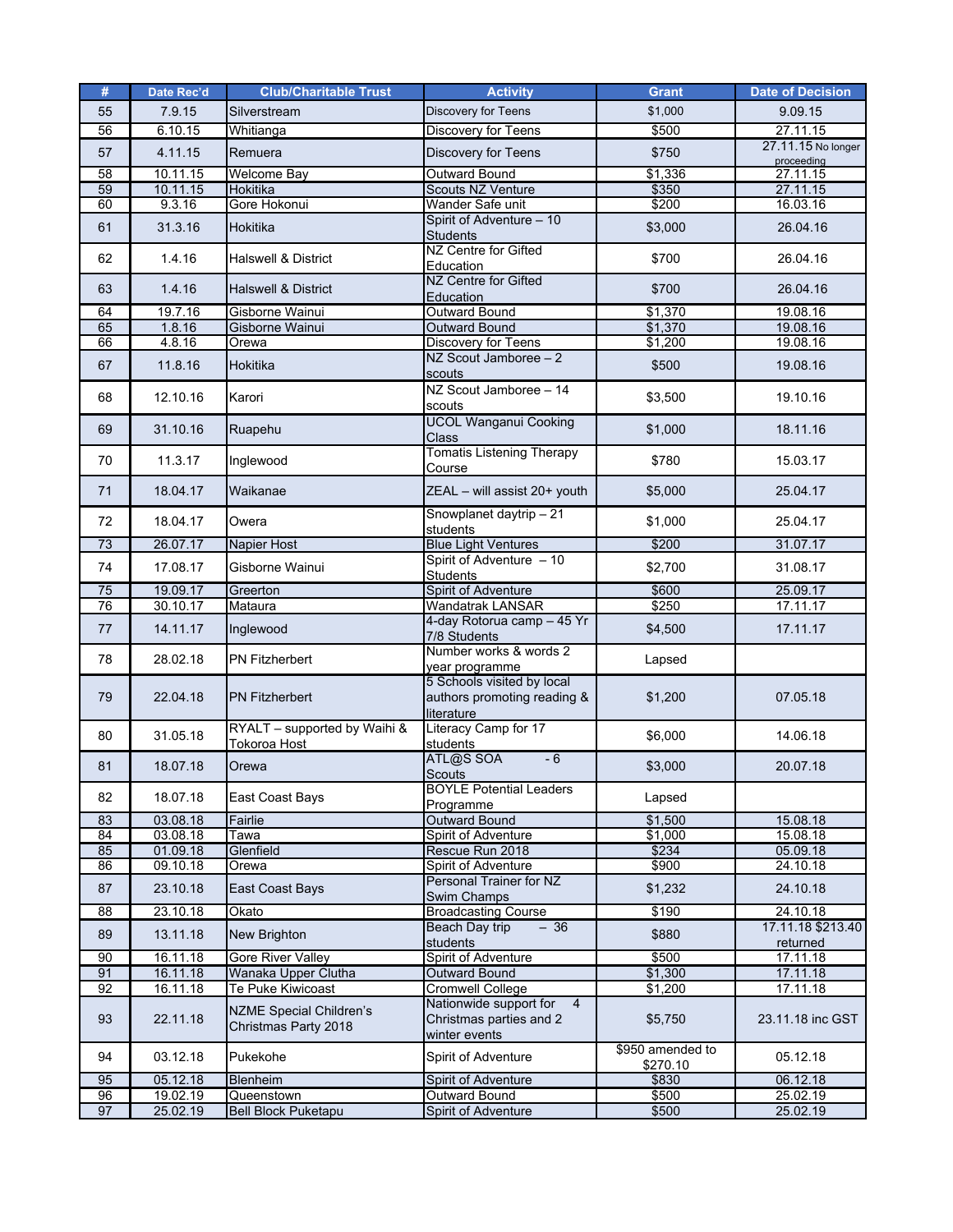| # | Date Rec'd | Club/Charitable Trust | Activity | Grant | Date of Decision |
|---|---|---|---|---|---|
| 55 | 7.9.15 | Silverstream | Discovery for Teens | $1,000 | 9.09.15 |
| 56 | 6.10.15 | Whitianga | Discovery for Teens | $500 | 27.11.15 |
| 57 | 4.11.15 | Remuera | Discovery for Teens | $750 | 27.11.15 No longer proceeding |
| 58 | 10.11.15 | Welcome Bay | Outward Bound | $1,336 | 27.11.15 |
| 59 | 10.11.15 | Hokitika | Scouts NZ Venture | $350 | 27.11.15 |
| 60 | 9.3.16 | Gore Hokonui | Wander Safe unit | $200 | 16.03.16 |
| 61 | 31.3.16 | Hokitika | Spirit of Adventure – 10 Students | $3,000 | 26.04.16 |
| 62 | 1.4.16 | Halswell & District | NZ Centre for Gifted Education | $700 | 26.04.16 |
| 63 | 1.4.16 | Halswell & District | NZ Centre for Gifted Education | $700 | 26.04.16 |
| 64 | 19.7.16 | Gisborne Wainui | Outward Bound | $1,370 | 19.08.16 |
| 65 | 1.8.16 | Gisborne Wainui | Outward Bound | $1,370 | 19.08.16 |
| 66 | 4.8.16 | Orewa | Discovery for Teens | $1,200 | 19.08.16 |
| 67 | 11.8.16 | Hokitika | NZ Scout Jamboree – 2 scouts | $500 | 19.08.16 |
| 68 | 12.10.16 | Karori | NZ Scout Jamboree – 14 scouts | $3,500 | 19.10.16 |
| 69 | 31.10.16 | Ruapehu | UCOL Wanganui Cooking Class | $1,000 | 18.11.16 |
| 70 | 11.3.17 | Inglewood | Tomatis Listening Therapy Course | $780 | 15.03.17 |
| 71 | 18.04.17 | Waikanae | ZEAL – will assist 20+ youth | $5,000 | 25.04.17 |
| 72 | 18.04.17 | Owera | Snowplanet daytrip – 21 students | $1,000 | 25.04.17 |
| 73 | 26.07.17 | Napier Host | Blue Light Ventures | $200 | 31.07.17 |
| 74 | 17.08.17 | Gisborne Wainui | Spirit of Adventure – 10 Students | $2,700 | 31.08.17 |
| 75 | 19.09.17 | Greerton | Spirit of Adventure | $600 | 25.09.17 |
| 76 | 30.10.17 | Mataura | Wandatrak LANSAR | $250 | 17.11.17 |
| 77 | 14.11.17 | Inglewood | 4-day Rotorua camp – 45 Yr 7/8 Students | $4,500 | 17.11.17 |
| 78 | 28.02.18 | PN Fitzherbert | Number works & words 2 year programme | Lapsed | |
| 79 | 22.04.18 | PN Fitzherbert | 5 Schools visited by local authors promoting reading & literature | $1,200 | 07.05.18 |
| 80 | 31.05.18 | RYALT – supported by Waihi & Tokoroa Host | Literacy Camp for 17 students | $6,000 | 14.06.18 |
| 81 | 18.07.18 | Orewa | ATL@S SOA - 6 Scouts | $3,000 | 20.07.18 |
| 82 | 18.07.18 | East Coast Bays | BOYLE Potential Leaders Programme | Lapsed | |
| 83 | 03.08.18 | Fairlie | Outward Bound | $1,500 | 15.08.18 |
| 84 | 03.08.18 | Tawa | Spirit of Adventure | $1,000 | 15.08.18 |
| 85 | 01.09.18 | Glenfield | Rescue Run 2018 | $234 | 05.09.18 |
| 86 | 09.10.18 | Orewa | Spirit of Adventure | $900 | 24.10.18 |
| 87 | 23.10.18 | East Coast Bays | Personal Trainer for NZ Swim Champs | $1,232 | 24.10.18 |
| 88 | 23.10.18 | Okato | Broadcasting Course | $190 | 24.10.18 |
| 89 | 13.11.18 | New Brighton | Beach Day trip – 36 students | $880 | 17.11.18 $213.40 returned |
| 90 | 16.11.18 | Gore River Valley | Spirit of Adventure | $500 | 17.11.18 |
| 91 | 16.11.18 | Wanaka Upper Clutha | Outward Bound | $1,300 | 17.11.18 |
| 92 | 16.11.18 | Te Puke Kiwicoast | Cromwell College | $1,200 | 17.11.18 |
| 93 | 22.11.18 | NZME Special Children's Christmas Party 2018 | Nationwide support for 4 Christmas parties and 2 winter events | $5,750 | 23.11.18 inc GST |
| 94 | 03.12.18 | Pukekohe | Spirit of Adventure | $950 amended to $270.10 | 05.12.18 |
| 95 | 05.12.18 | Blenheim | Spirit of Adventure | $830 | 06.12.18 |
| 96 | 19.02.19 | Queenstown | Outward Bound | $500 | 25.02.19 |
| 97 | 25.02.19 | Bell Block Puketapu | Spirit of Adventure | $500 | 25.02.19 |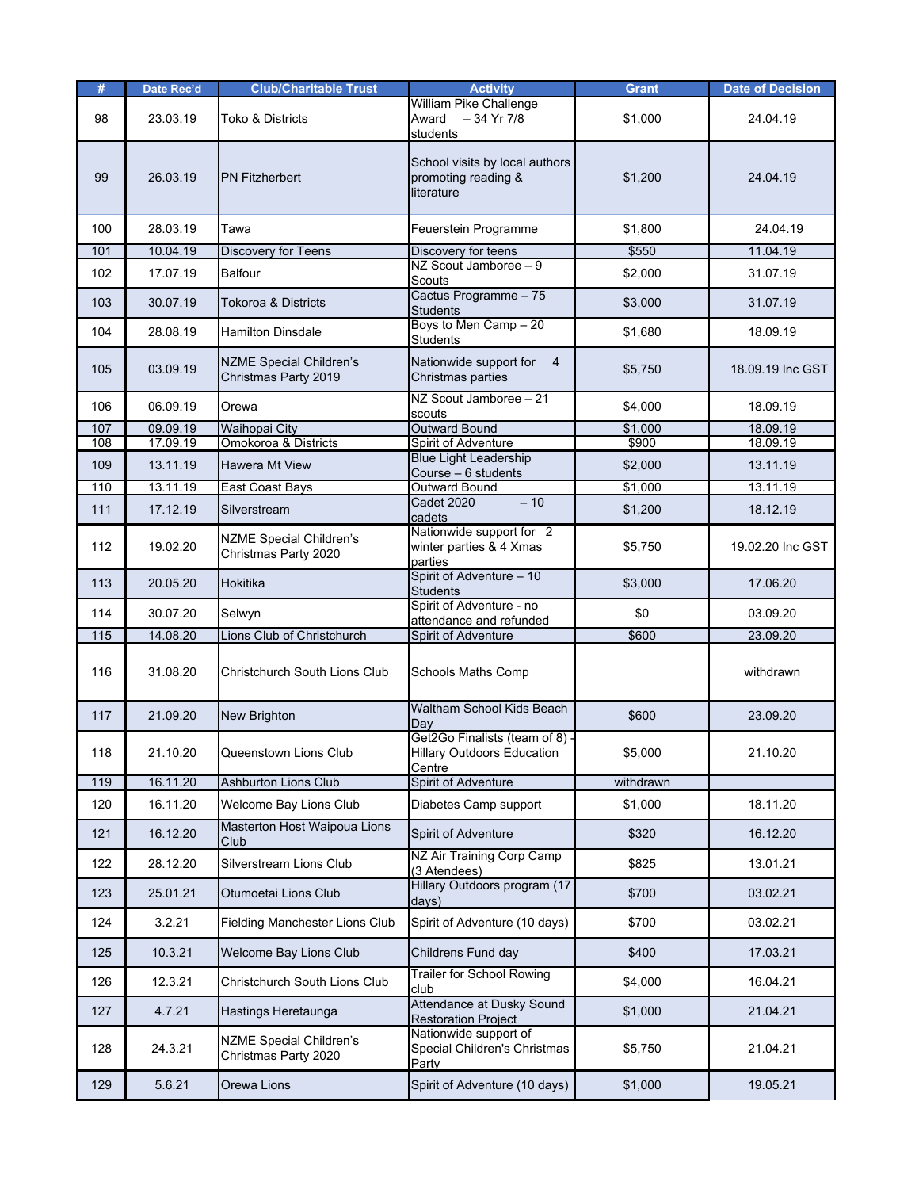| # | Date Rec'd | Club/Charitable Trust | Activity | Grant | Date of Decision |
|---|---|---|---|---|---|
| 98 | 23.03.19 | Toko & Districts | William Pike Challenge Award – 34 Yr 7/8 students | $1,000 | 24.04.19 |
| 99 | 26.03.19 | PN Fitzherbert | School visits by local authors promoting reading & literature | $1,200 | 24.04.19 |
| 100 | 28.03.19 | Tawa | Feuerstein Programme | $1,800 | 24.04.19 |
| 101 | 10.04.19 | Discovery for Teens | Discovery for teens | $550 | 11.04.19 |
| 102 | 17.07.19 | Balfour | NZ Scout Jamboree – 9 Scouts | $2,000 | 31.07.19 |
| 103 | 30.07.19 | Tokoroa & Districts | Cactus Programme – 75 Students | $3,000 | 31.07.19 |
| 104 | 28.08.19 | Hamilton Dinsdale | Boys to Men Camp – 20 Students | $1,680 | 18.09.19 |
| 105 | 03.09.19 | NZME Special Children's Christmas Party 2019 | Nationwide support for 4 Christmas parties | $5,750 | 18.09.19 Inc GST |
| 106 | 06.09.19 | Orewa | NZ Scout Jamboree – 21 scouts | $4,000 | 18.09.19 |
| 107 | 09.09.19 | Waihopai City | Outward Bound | $1,000 | 18.09.19 |
| 108 | 17.09.19 | Omokoroa & Districts | Spirit of Adventure | $900 | 18.09.19 |
| 109 | 13.11.19 | Hawera Mt View | Blue Light Leadership Course – 6 students | $2,000 | 13.11.19 |
| 110 | 13.11.19 | East Coast Bays | Outward Bound | $1,000 | 13.11.19 |
| 111 | 17.12.19 | Silverstream | Cadet 2020 – 10 cadets | $1,200 | 18.12.19 |
| 112 | 19.02.20 | NZME Special Children's Christmas Party 2020 | Nationwide support for 2 winter parties & 4 Xmas parties | $5,750 | 19.02.20 Inc GST |
| 113 | 20.05.20 | Hokitika | Spirit of Adventure – 10 Students | $3,000 | 17.06.20 |
| 114 | 30.07.20 | Selwyn | Spirit of Adventure - no attendance and refunded | $0 | 03.09.20 |
| 115 | 14.08.20 | Lions Club of Christchurch | Spirit of Adventure | $600 | 23.09.20 |
| 116 | 31.08.20 | Christchurch South Lions Club | Schools Maths Comp | | withdrawn |
| 117 | 21.09.20 | New Brighton | Waltham School Kids Beach Day | $600 | 23.09.20 |
| 118 | 21.10.20 | Queenstown Lions Club | Get2Go Finalists (team of 8) - Hillary Outdoors Education Centre | $5,000 | 21.10.20 |
| 119 | 16.11.20 | Ashburton Lions Club | Spirit of Adventure | withdrawn | |
| 120 | 16.11.20 | Welcome Bay Lions Club | Diabetes Camp support | $1,000 | 18.11.20 |
| 121 | 16.12.20 | Masterton Host Waipoua Lions Club | Spirit of Adventure | $320 | 16.12.20 |
| 122 | 28.12.20 | Silverstream Lions Club | NZ Air Training Corp Camp (3 Atendees) | $825 | 13.01.21 |
| 123 | 25.01.21 | Otumoetai Lions Club | Hillary Outdoors program (17 days) | $700 | 03.02.21 |
| 124 | 3.2.21 | Fielding Manchester Lions Club | Spirit of Adventure (10 days) | $700 | 03.02.21 |
| 125 | 10.3.21 | Welcome Bay Lions Club | Childrens Fund day | $400 | 17.03.21 |
| 126 | 12.3.21 | Christchurch South Lions Club | Trailer for School Rowing club | $4,000 | 16.04.21 |
| 127 | 4.7.21 | Hastings Heretaunga | Attendance at Dusky Sound Restoration Project | $1,000 | 21.04.21 |
| 128 | 24.3.21 | NZME Special Children's Christmas Party 2020 | Nationwide support of Special Children's Christmas Party | $5,750 | 21.04.21 |
| 129 | 5.6.21 | Orewa Lions | Spirit of Adventure (10 days) | $1,000 | 19.05.21 |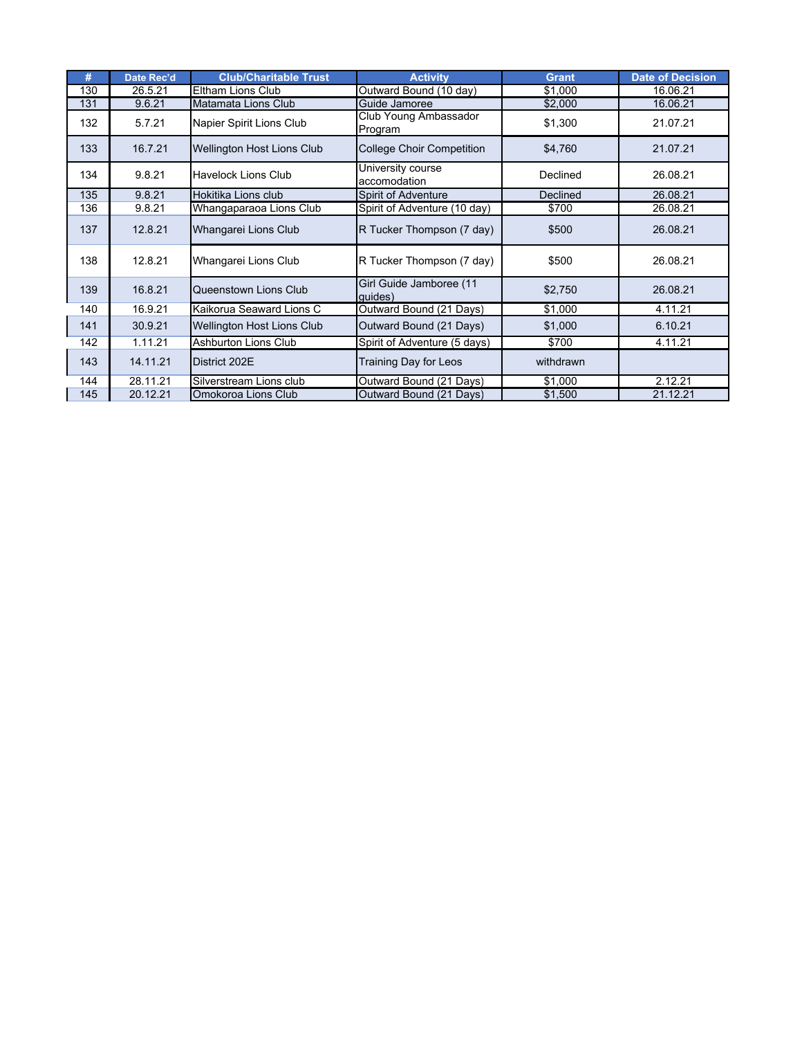| # | Date Rec'd | Club/Charitable Trust | Activity | Grant | Date of Decision |
|---|---|---|---|---|---|
| 130 | 26.5.21 | Eltham Lions Club | Outward Bound (10 day) | $1,000 | 16.06.21 |
| 131 | 9.6.21 | Matamata Lions Club | Guide Jamoree | $2,000 | 16.06.21 |
| 132 | 5.7.21 | Napier Spirit Lions Club | Club Young Ambassador Program | $1,300 | 21.07.21 |
| 133 | 16.7.21 | Wellington Host Lions Club | College Choir Competition | $4,760 | 21.07.21 |
| 134 | 9.8.21 | Havelock Lions Club | University course accomodation | Declined | 26.08.21 |
| 135 | 9.8.21 | Hokitika Lions club | Spirit of Adventure | Declined | 26.08.21 |
| 136 | 9.8.21 | Whangaparaoa Lions Club | Spirit of Adventure (10 day) | $700 | 26.08.21 |
| 137 | 12.8.21 | Whangarei Lions Club | R Tucker Thompson (7 day) | $500 | 26.08.21 |
| 138 | 12.8.21 | Whangarei Lions Club | R Tucker Thompson (7 day) | $500 | 26.08.21 |
| 139 | 16.8.21 | Queenstown Lions Club | Girl Guide Jamboree (11 guides) | $2,750 | 26.08.21 |
| 140 | 16.9.21 | Kaikorua Seaward Lions C | Outward Bound (21 Days) | $1,000 | 4.11.21 |
| 141 | 30.9.21 | Wellington Host Lions Club | Outward Bound (21 Days) | $1,000 | 6.10.21 |
| 142 | 1.11.21 | Ashburton Lions Club | Spirit of Adventure (5 days) | $700 | 4.11.21 |
| 143 | 14.11.21 | District 202E | Training Day for Leos | withdrawn | |
| 144 | 28.11.21 | Silverstream Lions club | Outward Bound (21 Days) | $1,000 | 2.12.21 |
| 145 | 20.12.21 | Omokoroa Lions Club | Outward Bound (21 Days) | $1,500 | 21.12.21 |